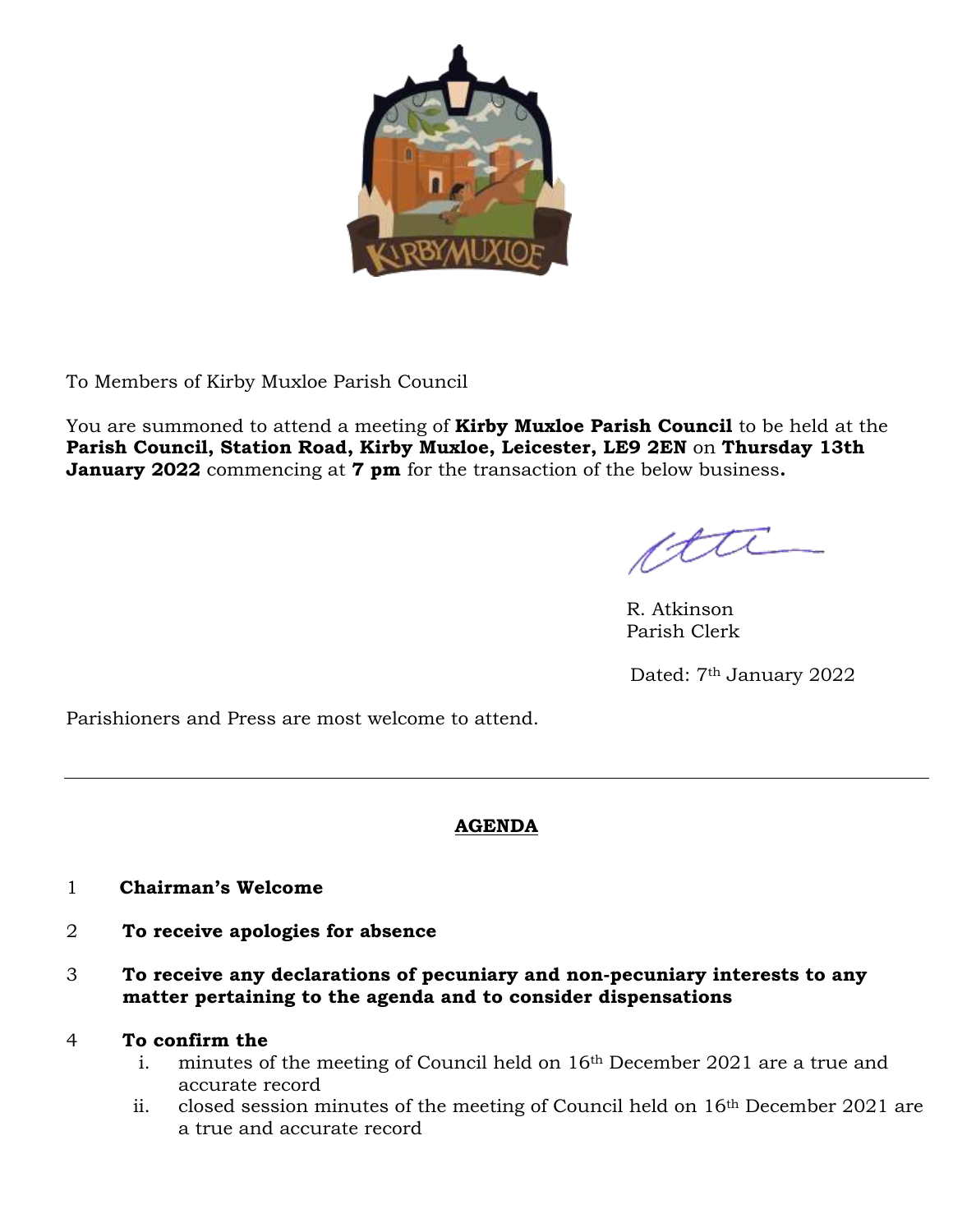To Members of Kirby Muxloe Parish Council

You are summoned to attend a meeting of **Kirby Muxloe Parish Council** to be held at the **Parish Council, Station Road, Kirby Muxloe, Leicester, LE9 2EN** on **Thursday 13th January 2022** commencing at **7 pm** for the transaction of the below business**.**

R. Atkinson
Parish Clerk

Dated: 7th January 2022

Parishioners and Press are most welcome to attend.

---

## **AGENDA**

1 **Chairman's Welcome**

2 **To receive apologies for absence**

3 **To receive any declarations of pecuniary and non-pecuniary interests to any matter pertaining to the agenda and to consider dispensations**

4 **To confirm the**
   i. minutes of the meeting of Council held on 16th December 2021 are a true and accurate record
   ii. closed session minutes of the meeting of Council held on 16th December 2021 are a true and accurate record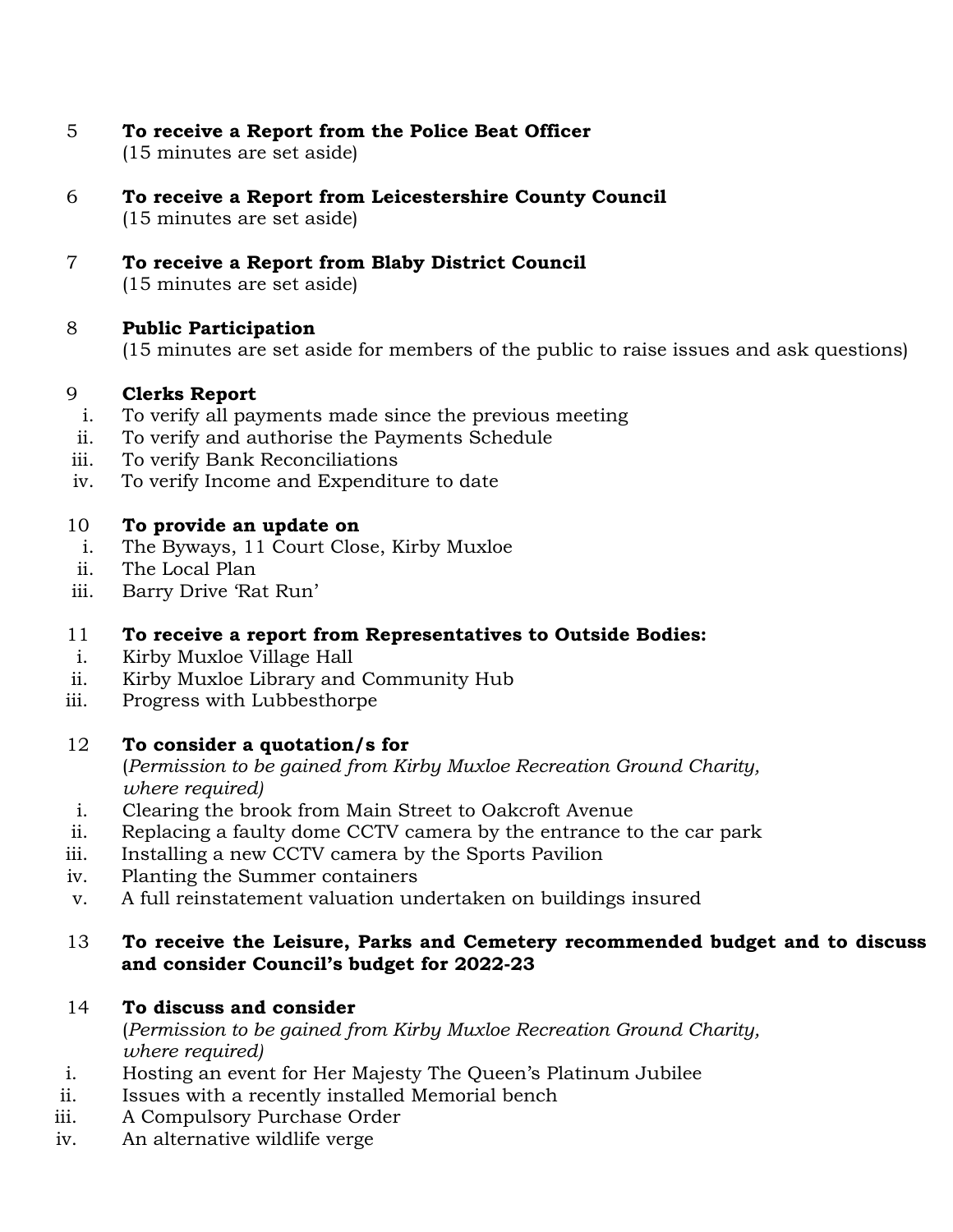5 **To receive a Report from the Police Beat Officer**
(15 minutes are set aside)

6 **To receive a Report from Leicestershire County Council**
(15 minutes are set aside)

7 **To receive a Report from Blaby District Council**
(15 minutes are set aside)

8 **Public Participation**
(15 minutes are set aside for members of the public to raise issues and ask questions)

9 **Clerks Report**

i. To verify all payments made since the previous meeting
ii. To verify and authorise the Payments Schedule
iii. To verify Bank Reconciliations
iv. To verify Income and Expenditure to date

10 **To provide an update on**

i. The Byways, 11 Court Close, Kirby Muxloe
ii. The Local Plan
iii. Barry Drive 'Rat Run'

11 **To receive a report from Representatives to Outside Bodies:**

i. Kirby Muxloe Village Hall
ii. Kirby Muxloe Library and Community Hub
iii. Progress with Lubbesthorpe

12 **To consider a quotation/s for**
(*Permission to be gained from Kirby Muxloe Recreation Ground Charity, where required)*

i. Clearing the brook from Main Street to Oakcroft Avenue
ii. Replacing a faulty dome CCTV camera by the entrance to the car park
iii. Installing a new CCTV camera by the Sports Pavilion
iv. Planting the Summer containers
v. A full reinstatement valuation undertaken on buildings insured

13 **To receive the Leisure, Parks and Cemetery recommended budget and to discuss and consider Council's budget for 2022-23**

14 **To discuss and consider**
(*Permission to be gained from Kirby Muxloe Recreation Ground Charity, where required)*

i. Hosting an event for Her Majesty The Queen's Platinum Jubilee
ii. Issues with a recently installed Memorial bench
iii. A Compulsory Purchase Order
iv. An alternative wildlife verge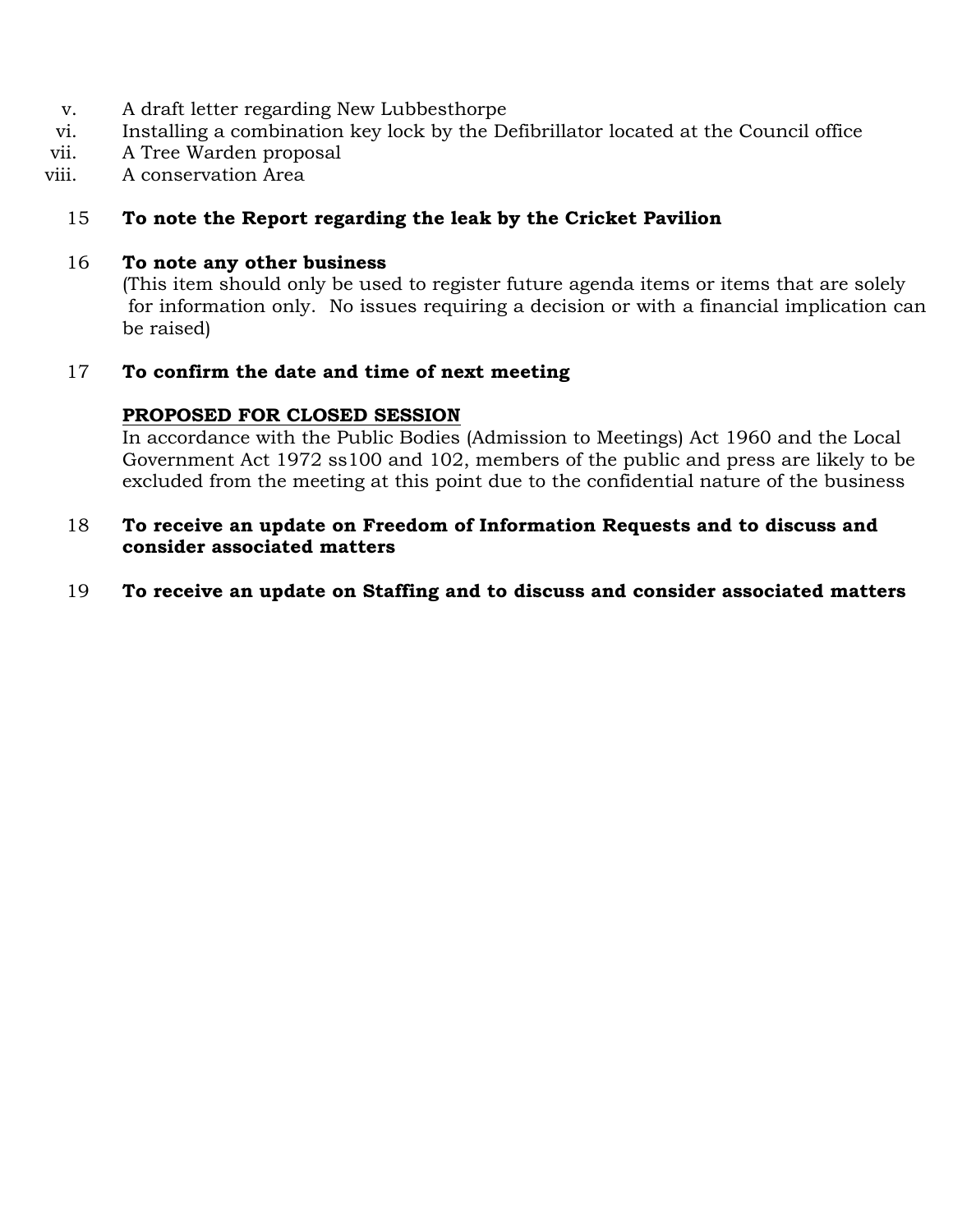v. A draft letter regarding New Lubbesthorpe
vi. Installing a combination key lock by the Defibrillator located at the Council office
vii. A Tree Warden proposal
viii. A conservation Area

15 **To note the Report regarding the leak by the Cricket Pavilion**

16 **To note any other business**
(This item should only be used to register future agenda items or items that are solely for information only. No issues requiring a decision or with a financial implication can be raised)

17 **To confirm the date and time of next meeting**

**PROPOSED FOR CLOSED SESSION**

In accordance with the Public Bodies (Admission to Meetings) Act 1960 and the Local Government Act 1972 ss100 and 102, members of the public and press are likely to be excluded from the meeting at this point due to the confidential nature of the business

18 **To receive an update on Freedom of Information Requests and to discuss and consider associated matters**

19 **To receive an update on Staffing and to discuss and consider associated matters**